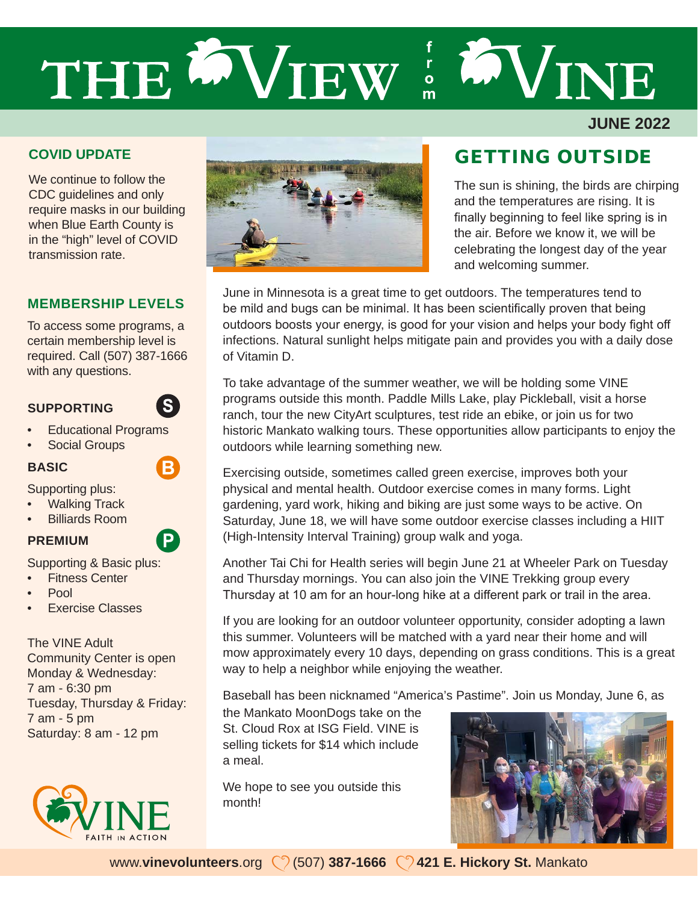# THE VIEW from VINE

JUNE 2022

## COVID UPDATE

We continue to follow the CDC guidelines and only require masks in our building when Blue Earth County is in the "high" level of COVID transmission rate.

## MEMBERSHIP LEVELS

To access some programs, a certain membership level is required. Call (507) 387-1666 with any questions.

### SUPPORTING (S)

- Educational Programs
- Social Groups

### BASIC (B)

Supporting plus:

- Walking Track
- Billiards Room

### PREMIUM (P)

Supporting & Basic plus:

- Fitness Center
- Pool
- Exercise Classes

The VINE Adult Community Center is open
Monday & Wednesday:
7 am - 6:30 pm
Tuesday, Thursday & Friday:
7 am - 5 pm
Saturday: 8 am - 12 pm

VINE FAITH IN ACTION

## GETTING OUTSIDE

The sun is shining, the birds are chirping and the temperatures are rising. It is finally beginning to feel like spring is in the air. Before we know it, we will be celebrating the longest day of the year and welcoming summer.

June in Minnesota is a great time to get outdoors. The temperatures tend to be mild and bugs can be minimal. It has been scientifically proven that being outdoors boosts your energy, is good for your vision and helps your body fight off infections. Natural sunlight helps mitigate pain and provides you with a daily dose of Vitamin D.

To take advantage of the summer weather, we will be holding some VINE programs outside this month. Paddle Mills Lake, play Pickleball, visit a horse ranch, tour the new CityArt sculptures, test ride an ebike, or join us for two historic Mankato walking tours. These opportunities allow participants to enjoy the outdoors while learning something new.

Exercising outside, sometimes called green exercise, improves both your physical and mental health. Outdoor exercise comes in many forms. Light gardening, yard work, hiking and biking are just some ways to be active. On Saturday, June 18, we will have some outdoor exercise classes including a HIIT (High-Intensity Interval Training) group walk and yoga.

Another Tai Chi for Health series will begin June 21 at Wheeler Park on Tuesday and Thursday mornings. You can also join the VINE Trekking group every Thursday at 10 am for an hour-long hike at a different park or trail in the area.

If you are looking for an outdoor volunteer opportunity, consider adopting a lawn this summer. Volunteers will be matched with a yard near their home and will mow approximately every 10 days, depending on grass conditions. This is a great way to help a neighbor while enjoying the weather.

Baseball has been nicknamed "America's Pastime". Join us Monday, June 6, as the Mankato MoonDogs take on the St. Cloud Rox at ISG Field. VINE is selling tickets for $14 which include a meal.

We hope to see you outside this month!

www.vinevolunteers.org (507) 387-1666 421 E. Hickory St. Mankato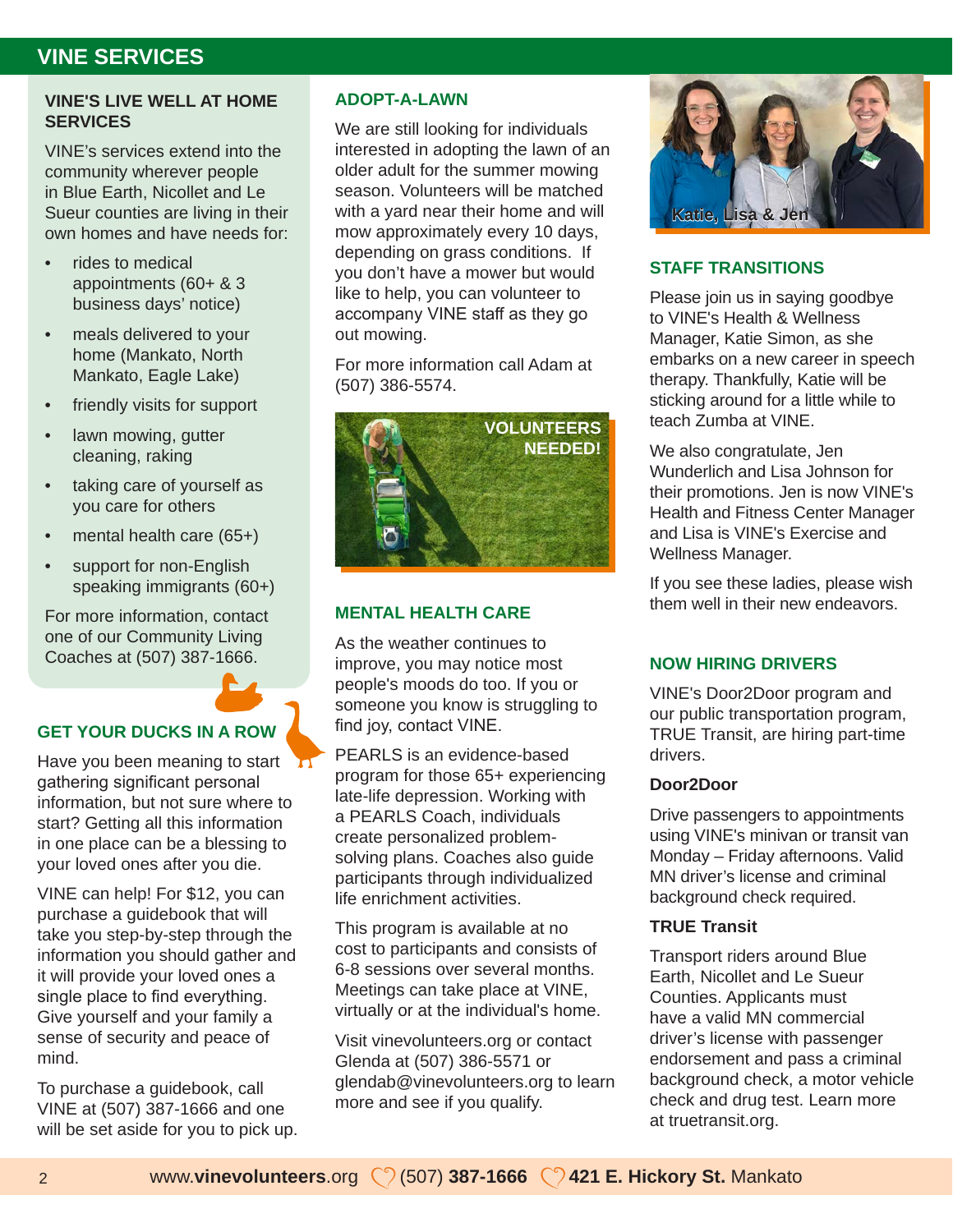## VINE SERVICES

### VINE'S LIVE WELL AT HOME SERVICES

VINE's services extend into the community wherever people in Blue Earth, Nicollet and Le Sueur counties are living in their own homes and have needs for:

- rides to medical appointments (60+ & 3 business days' notice)
- meals delivered to your home (Mankato, North Mankato, Eagle Lake)
- friendly visits for support
- lawn mowing, gutter cleaning, raking
- taking care of yourself as you care for others
- mental health care (65+)
- support for non-English speaking immigrants (60+)

For more information, contact one of our Community Living Coaches at (507) 387-1666.

### GET YOUR DUCKS IN A ROW

Have you been meaning to start gathering significant personal information, but not sure where to start? Getting all this information in one place can be a blessing to your loved ones after you die.

VINE can help! For $12, you can purchase a guidebook that will take you step-by-step through the information you should gather and it will provide your loved ones a single place to find everything. Give yourself and your family a sense of security and peace of mind.

To purchase a guidebook, call VINE at (507) 387-1666 and one will be set aside for you to pick up.

### ADOPT-A-LAWN

We are still looking for individuals interested in adopting the lawn of an older adult for the summer mowing season. Volunteers will be matched with a yard near their home and will mow approximately every 10 days, depending on grass conditions. If you don't have a mower but would like to help, you can volunteer to accompany VINE staff as they go out mowing.

For more information call Adam at (507) 386-5574.

VOLUNTEERS NEEDED!

### MENTAL HEALTH CARE

As the weather continues to improve, you may notice most people's moods do too. If you or someone you know is struggling to find joy, contact VINE.

PEARLS is an evidence-based program for those 65+ experiencing late-life depression. Working with a PEARLS Coach, individuals create personalized problem-solving plans. Coaches also guide participants through individualized life enrichment activities.

This program is available at no cost to participants and consists of 6-8 sessions over several months. Meetings can take place at VINE, virtually or at the individual's home.

Visit vinevolunteers.org or contact Glenda at (507) 386-5571 or glendab@vinevolunteers.org to learn more and see if you qualify.

Katie, Lisa & Jen

### STAFF TRANSITIONS

Please join us in saying goodbye to VINE's Health & Wellness Manager, Katie Simon, as she embarks on a new career in speech therapy. Thankfully, Katie will be sticking around for a little while to teach Zumba at VINE.

We also congratulate, Jen Wunderlich and Lisa Johnson for their promotions. Jen is now VINE's Health and Fitness Center Manager and Lisa is VINE's Exercise and Wellness Manager.

If you see these ladies, please wish them well in their new endeavors.

### NOW HIRING DRIVERS

VINE's Door2Door program and our public transportation program, TRUE Transit, are hiring part-time drivers.

**Door2Door**

Drive passengers to appointments using VINE's minivan or transit van Monday – Friday afternoons. Valid MN driver's license and criminal background check required.

**TRUE Transit**

Transport riders around Blue Earth, Nicollet and Le Sueur Counties. Applicants must have a valid MN commercial driver's license with passenger endorsement and pass a criminal background check, a motor vehicle check and drug test. Learn more at truetransit.org.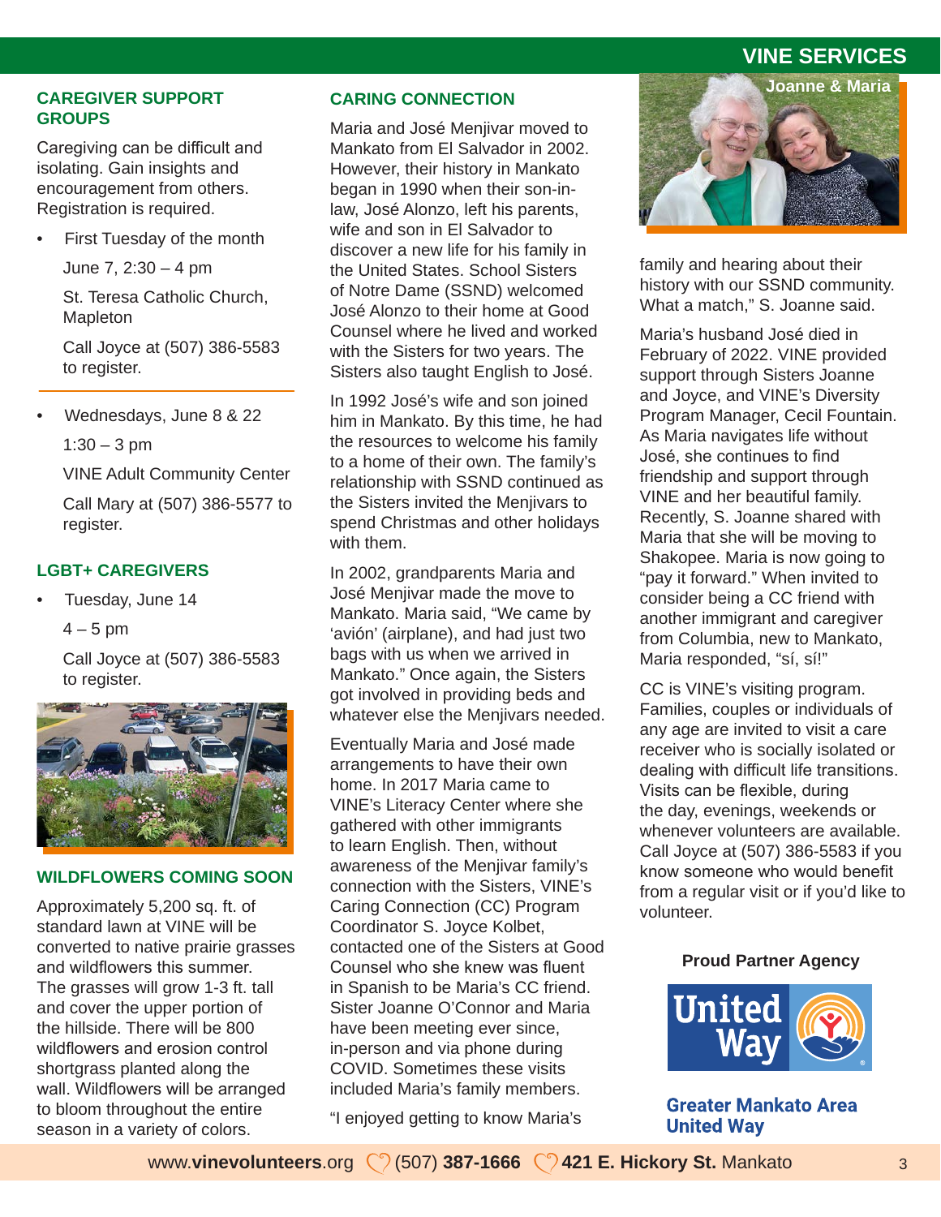## VINE SERVICES

### CAREGIVER SUPPORT GROUPS

Caregiving can be difficult and isolating. Gain insights and encouragement from others. Registration is required.

- First Tuesday of the month

  June 7, 2:30 – 4 pm

  St. Teresa Catholic Church, Mapleton

  Call Joyce at (507) 386-5583 to register.

- Wednesdays, June 8 & 22

  1:30 – 3 pm

  VINE Adult Community Center

  Call Mary at (507) 386-5577 to register.

### LGBT+ CAREGIVERS

- Tuesday, June 14

  4 – 5 pm

  Call Joyce at (507) 386-5583 to register.

### WILDFLOWERS COMING SOON

Approximately 5,200 sq. ft. of standard lawn at VINE will be converted to native prairie grasses and wildflowers this summer. The grasses will grow 1-3 ft. tall and cover the upper portion of the hillside. There will be 800 wildflowers and erosion control shortgrass planted along the wall. Wildflowers will be arranged to bloom throughout the entire season in a variety of colors.

### CARING CONNECTION

Maria and José Menjivar moved to Mankato from El Salvador in 2002. However, their history in Mankato began in 1990 when their son-in-law, José Alonzo, left his parents, wife and son in El Salvador to discover a new life for his family in the United States. School Sisters of Notre Dame (SSND) welcomed José Alonzo to their home at Good Counsel where he lived and worked with the Sisters for two years. The Sisters also taught English to José.

In 1992 José's wife and son joined him in Mankato. By this time, he had the resources to welcome his family to a home of their own. The family's relationship with SSND continued as the Sisters invited the Menjivars to spend Christmas and other holidays with them.

In 2002, grandparents Maria and José Menjivar made the move to Mankato. Maria said, "We came by 'avión' (airplane), and had just two bags with us when we arrived in Mankato." Once again, the Sisters got involved in providing beds and whatever else the Menjivars needed.

Eventually Maria and José made arrangements to have their own home. In 2017 Maria came to VINE's Literacy Center where she gathered with other immigrants to learn English. Then, without awareness of the Menjivar family's connection with the Sisters, VINE's Caring Connection (CC) Program Coordinator S. Joyce Kolbet, contacted one of the Sisters at Good Counsel who she knew was fluent in Spanish to be Maria's CC friend. Sister Joanne O'Connor and Maria have been meeting ever since, in-person and via phone during COVID. Sometimes these visits included Maria's family members.

"I enjoyed getting to know Maria's family and hearing about their history with our SSND community. What a match," S. Joanne said.

Joanne & Maria

Maria's husband José died in February of 2022. VINE provided support through Sisters Joanne and Joyce, and VINE's Diversity Program Manager, Cecil Fountain. As Maria navigates life without José, she continues to find friendship and support through VINE and her beautiful family. Recently, S. Joanne shared with Maria that she will be moving to Shakopee. Maria is now going to "pay it forward." When invited to consider being a CC friend with another immigrant and caregiver from Columbia, new to Mankato, Maria responded, "sí, sí!"

CC is VINE's visiting program. Families, couples or individuals of any age are invited to visit a care receiver who is socially isolated or dealing with difficult life transitions. Visits can be flexible, during the day, evenings, weekends or whenever volunteers are available. Call Joyce at (507) 386-5583 if you know someone who would benefit from a regular visit or if you'd like to volunteer.

**Proud Partner Agency**

United Way

**Greater Mankato Area United Way**

www.vinevolunteers.org (507) 387-1666 421 E. Hickory St. Mankato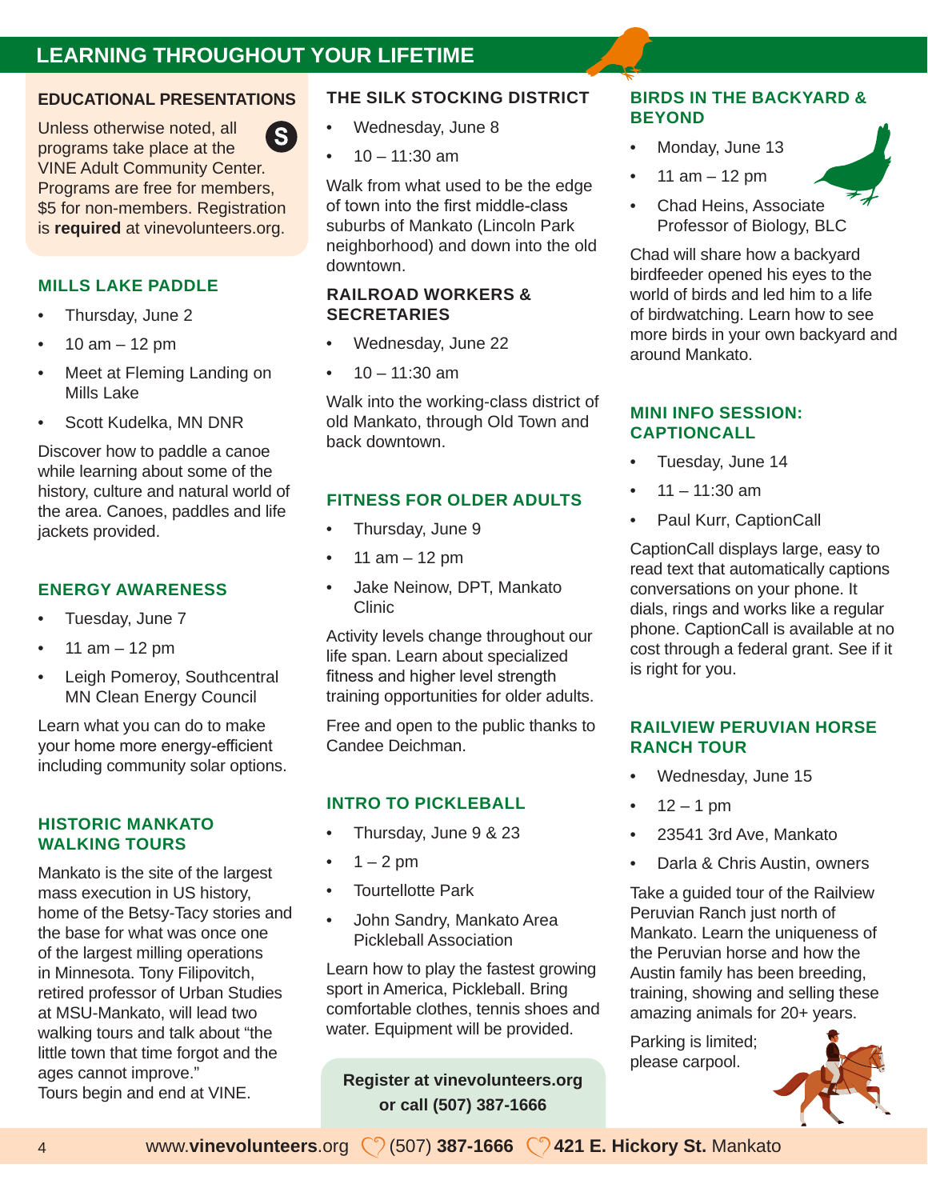# LEARNING THROUGHOUT YOUR LIFETIME

## EDUCATIONAL PRESENTATIONS

Unless otherwise noted, all programs take place at the VINE Adult Community Center. Programs are free for members, $5 for non-members. Registration is **required** at vinevolunteers.org.

### MILLS LAKE PADDLE

- Thursday, June 2
- 10 am – 12 pm
- Meet at Fleming Landing on Mills Lake
- Scott Kudelka, MN DNR

Discover how to paddle a canoe while learning about some of the history, culture and natural world of the area. Canoes, paddles and life jackets provided.

### ENERGY AWARENESS

- Tuesday, June 7
- 11 am – 12 pm
- Leigh Pomeroy, Southcentral MN Clean Energy Council

Learn what you can do to make your home more energy-efficient including community solar options.

### HISTORIC MANKATO WALKING TOURS

Mankato is the site of the largest mass execution in US history, home of the Betsy-Tacy stories and the base for what was once one of the largest milling operations in Minnesota. Tony Filipovitch, retired professor of Urban Studies at MSU-Mankato, will lead two walking tours and talk about "the little town that time forgot and the ages cannot improve."
Tours begin and end at VINE.

#### THE SILK STOCKING DISTRICT

- Wednesday, June 8
- 10 – 11:30 am

Walk from what used to be the edge of town into the first middle-class suburbs of Mankato (Lincoln Park neighborhood) and down into the old downtown.

#### RAILROAD WORKERS & SECRETARIES

- Wednesday, June 22
- 10 – 11:30 am

Walk into the working-class district of old Mankato, through Old Town and back downtown.

### FITNESS FOR OLDER ADULTS

- Thursday, June 9
- 11 am – 12 pm
- Jake Neinow, DPT, Mankato Clinic

Activity levels change throughout our life span. Learn about specialized fitness and higher level strength training opportunities for older adults.

Free and open to the public thanks to Candee Deichman.

### INTRO TO PICKLEBALL

- Thursday, June 9 & 23
- 1 – 2 pm
- Tourtellotte Park
- John Sandry, Mankato Area Pickleball Association

Learn how to play the fastest growing sport in America, Pickleball. Bring comfortable clothes, tennis shoes and water. Equipment will be provided.

**Register at vinevolunteers.org or call (507) 387-1666**

### BIRDS IN THE BACKYARD & BEYOND

- Monday, June 13
- 11 am – 12 pm
- Chad Heins, Associate Professor of Biology, BLC

Chad will share how a backyard birdfeeder opened his eyes to the world of birds and led him to a life of birdwatching. Learn how to see more birds in your own backyard and around Mankato.

### MINI INFO SESSION: CAPTIONCALL

- Tuesday, June 14
- 11 – 11:30 am
- Paul Kurr, CaptionCall

CaptionCall displays large, easy to read text that automatically captions conversations on your phone. It dials, rings and works like a regular phone. CaptionCall is available at no cost through a federal grant. See if it is right for you.

### RAILVIEW PERUVIAN HORSE RANCH TOUR

- Wednesday, June 15
- 12 – 1 pm
- 23541 3rd Ave, Mankato
- Darla & Chris Austin, owners

Take a guided tour of the Railview Peruvian Ranch just north of Mankato. Learn the uniqueness of the Peruvian horse and how the Austin family has been breeding, training, showing and selling these amazing animals for 20+ years.

Parking is limited; please carpool.

www.**vinevolunteers**.org (507) **387-1666** **421 E. Hickory St.** Mankato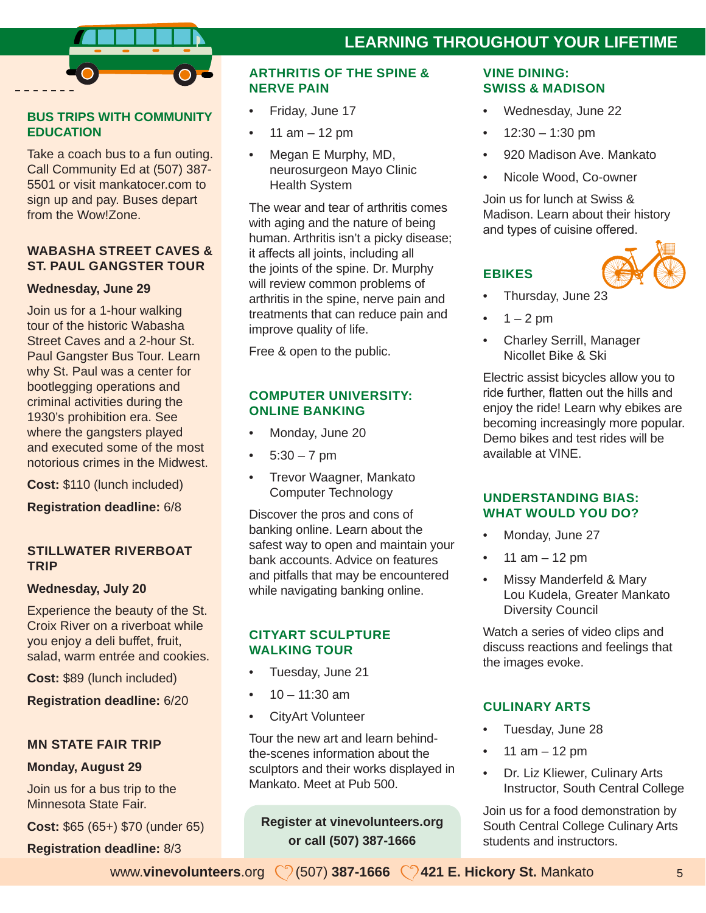# LEARNING THROUGHOUT YOUR LIFETIME

## BUS TRIPS WITH COMMUNITY EDUCATION

Take a coach bus to a fun outing. Call Community Ed at (507) 387-5501 or visit mankatocer.com to sign up and pay. Buses depart from the Wow!Zone.

### WABASHA STREET CAVES & ST. PAUL GANGSTER TOUR

**Wednesday, June 29**

Join us for a 1-hour walking tour of the historic Wabasha Street Caves and a 2-hour St. Paul Gangster Bus Tour. Learn why St. Paul was a center for bootlegging operations and criminal activities during the 1930's prohibition era. See where the gangsters played and executed some of the most notorious crimes in the Midwest.

**Cost:** $110 (lunch included)

**Registration deadline:** 6/8

### STILLWATER RIVERBOAT TRIP

**Wednesday, July 20**

Experience the beauty of the St. Croix River on a riverboat while you enjoy a deli buffet, fruit, salad, warm entrée and cookies.

**Cost:** $89 (lunch included)

**Registration deadline:** 6/20

### MN STATE FAIR TRIP

**Monday, August 29**

Join us for a bus trip to the Minnesota State Fair.

**Cost:** $65 (65+) $70 (under 65)

**Registration deadline:** 8/3

## ARTHRITIS OF THE SPINE & NERVE PAIN

- Friday, June 17
- 11 am – 12 pm
- Megan E Murphy, MD, neurosurgeon Mayo Clinic Health System

The wear and tear of arthritis comes with aging and the nature of being human. Arthritis isn't a picky disease; it affects all joints, including all the joints of the spine. Dr. Murphy will review common problems of arthritis in the spine, nerve pain and treatments that can reduce pain and improve quality of life.

Free & open to the public.

## COMPUTER UNIVERSITY: ONLINE BANKING

- Monday, June 20
- 5:30 – 7 pm
- Trevor Waagner, Mankato Computer Technology

Discover the pros and cons of banking online. Learn about the safest way to open and maintain your bank accounts. Advice on features and pitfalls that may be encountered while navigating banking online.

## CITYART SCULPTURE WALKING TOUR

- Tuesday, June 21
- 10 – 11:30 am
- CityArt Volunteer

Tour the new art and learn behind-the-scenes information about the sculptors and their works displayed in Mankato. Meet at Pub 500.

**Register at vinevolunteers.org or call (507) 387-1666**

## VINE DINING: SWISS & MADISON

- Wednesday, June 22
- 12:30 – 1:30 pm
- 920 Madison Ave. Mankato
- Nicole Wood, Co-owner

Join us for lunch at Swiss & Madison. Learn about their history and types of cuisine offered.

## EBIKES

- Thursday, June 23
- 1 – 2 pm
- Charley Serrill, Manager Nicollet Bike & Ski

Electric assist bicycles allow you to ride further, flatten out the hills and enjoy the ride! Learn why ebikes are becoming increasingly more popular. Demo bikes and test rides will be available at VINE.

## UNDERSTANDING BIAS: WHAT WOULD YOU DO?

- Monday, June 27
- 11 am – 12 pm
- Missy Manderfeld & Mary Lou Kudela, Greater Mankato Diversity Council

Watch a series of video clips and discuss reactions and feelings that the images evoke.

## CULINARY ARTS

- Tuesday, June 28
- 11 am – 12 pm
- Dr. Liz Kliewer, Culinary Arts Instructor, South Central College

Join us for a food demonstration by South Central College Culinary Arts students and instructors.

www.vinevolunteers.org (507) 387-1666 421 E. Hickory St. Mankato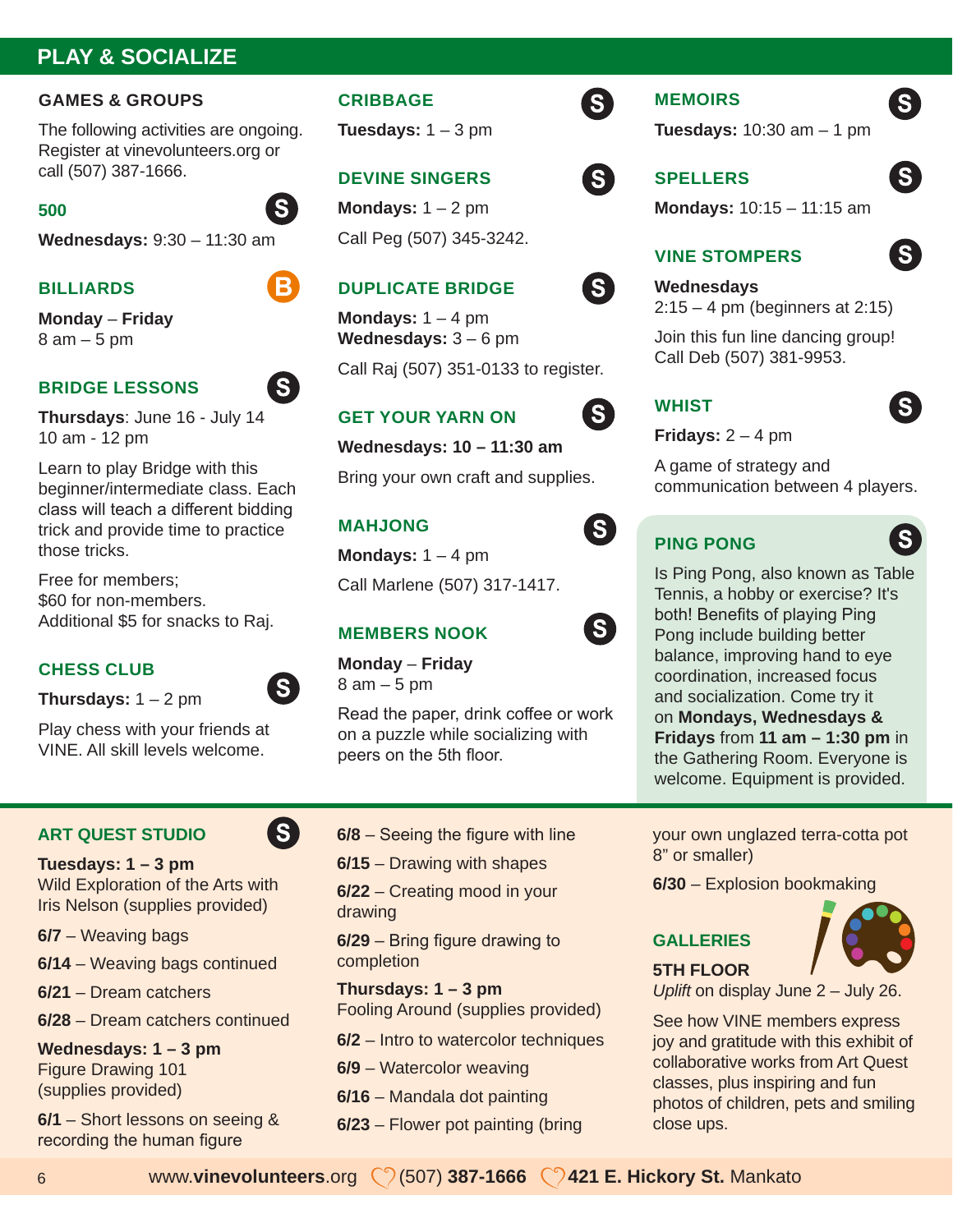# PLAY & SOCIALIZE

## GAMES & GROUPS

The following activities are ongoing. Register at vinevolunteers.org or call (507) 387-1666.

### 500

S

**Wednesdays:** 9:30 – 11:30 am

### BILLIARDS

B

**Monday** – **Friday**
8 am – 5 pm

### BRIDGE LESSONS

S

**Thursdays**: June 16 - July 14
10 am - 12 pm

Learn to play Bridge with this beginner/intermediate class. Each class will teach a different bidding trick and provide time to practice those tricks.

Free for members;
$60 for non-members.
Additional $5 for snacks to Raj.

### CHESS CLUB

S

**Thursdays:** 1 – 2 pm

Play chess with your friends at VINE. All skill levels welcome.

### CRIBBAGE

S

**Tuesdays:** 1 – 3 pm

### DEVINE SINGERS

S

**Mondays:** 1 – 2 pm

Call Peg (507) 345-3242.

### DUPLICATE BRIDGE

S

**Mondays:** 1 – 4 pm
**Wednesdays:** 3 – 6 pm

Call Raj (507) 351-0133 to register.

### GET YOUR YARN ON

S

**Wednesdays: 10 – 11:30 am**

Bring your own craft and supplies.

### MAHJONG

S

**Mondays:** 1 – 4 pm

Call Marlene (507) 317-1417.

### MEMBERS NOOK

S

**Monday** – **Friday**
8 am – 5 pm

Read the paper, drink coffee or work on a puzzle while socializing with peers on the 5th floor.

### MEMOIRS

S

**Tuesdays:** 10:30 am – 1 pm

### SPELLERS

S

**Mondays:** 10:15 – 11:15 am

### VINE STOMPERS

S

**Wednesdays**
2:15 – 4 pm (beginners at 2:15)

Join this fun line dancing group! Call Deb (507) 381-9953.

### WHIST

S

**Fridays:** 2 – 4 pm

A game of strategy and communication between 4 players.

### PING PONG

S

Is Ping Pong, also known as Table Tennis, a hobby or exercise? It's both! Benefits of playing Ping Pong include building better balance, improving hand to eye coordination, increased focus and socialization. Come try it on **Mondays, Wednesdays & Fridays** from **11 am – 1:30 pm** in the Gathering Room. Everyone is welcome. Equipment is provided.

## ART QUEST STUDIO

S

**Tuesdays: 1 – 3 pm**
Wild Exploration of the Arts with Iris Nelson (supplies provided)

**6/7** – Weaving bags

**6/14** – Weaving bags continued

**6/21** – Dream catchers

**6/28** – Dream catchers continued

**Wednesdays: 1 – 3 pm**
Figure Drawing 101
(supplies provided)

**6/1** – Short lessons on seeing & recording the human figure

**6/8** – Seeing the figure with line

**6/15** – Drawing with shapes

**6/22** – Creating mood in your drawing

**6/29** – Bring figure drawing to completion

**Thursdays: 1 – 3 pm**
Fooling Around (supplies provided)

**6/2** – Intro to watercolor techniques

**6/9** – Watercolor weaving

**6/16** – Mandala dot painting

**6/23** – Flower pot painting (bring your own unglazed terra-cotta pot 8" or smaller)

**6/30** – Explosion bookmaking

## GALLERIES

**5TH FLOOR**
*Uplift* on display June 2 – July 26.

See how VINE members express joy and gratitude with this exhibit of collaborative works from Art Quest classes, plus inspiring and fun photos of children, pets and smiling close ups.

www.**vinevolunteers**.org (507) **387-1666** **421 E. Hickory St.** Mankato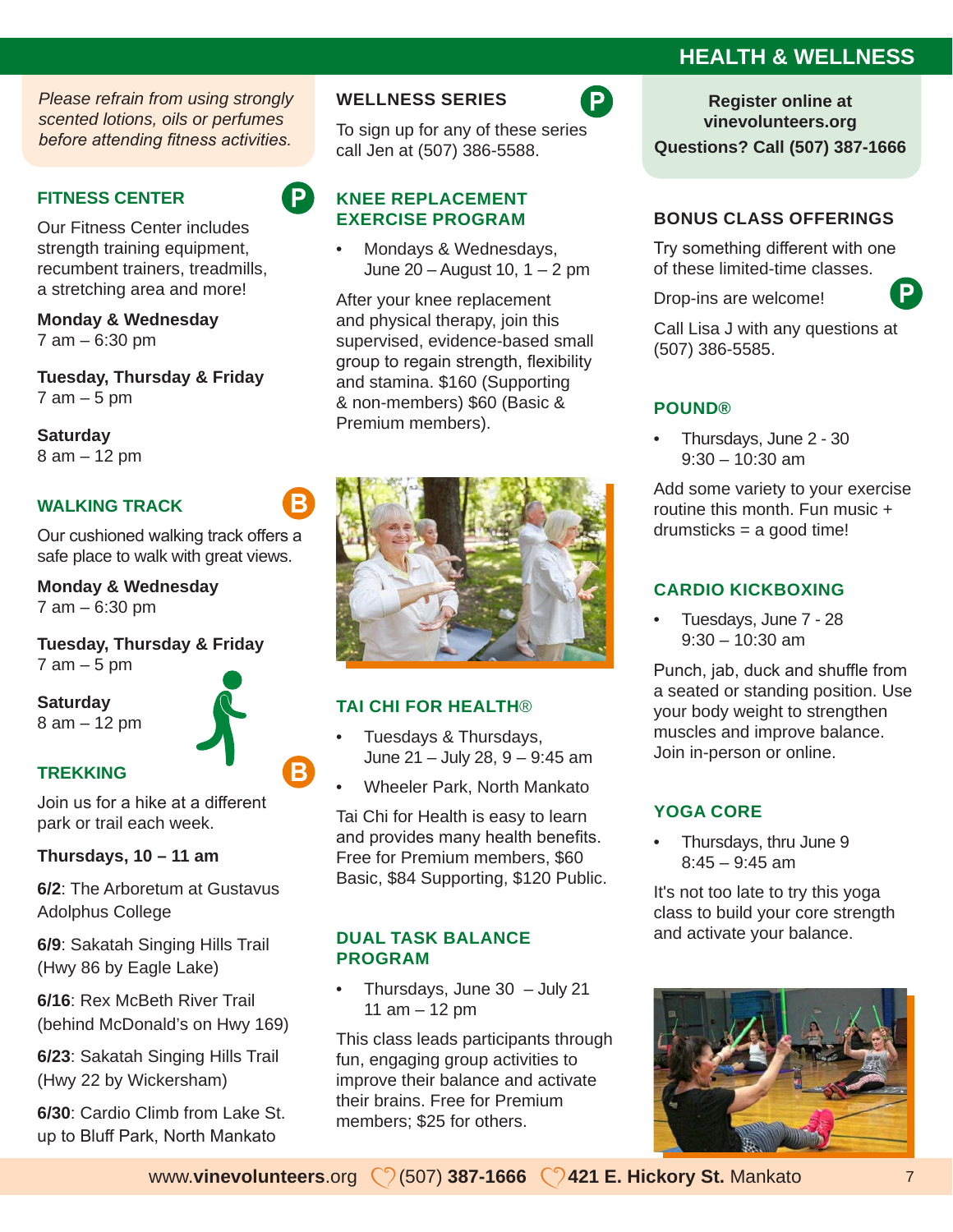# HEALTH & WELLNESS

*Please refrain from using strongly scented lotions, oils or perfumes before attending fitness activities.*

## FITNESS CENTER

P

Our Fitness Center includes strength training equipment, recumbent trainers, treadmills, a stretching area and more!

**Monday & Wednesday**
7 am – 6:30 pm

**Tuesday, Thursday & Friday**
7 am – 5 pm

**Saturday**
8 am – 12 pm

## WALKING TRACK

B

Our cushioned walking track offers a safe place to walk with great views.

**Monday & Wednesday**
7 am – 6:30 pm

**Tuesday, Thursday & Friday**
7 am – 5 pm

**Saturday**
8 am – 12 pm

## TREKKING

B

Join us for a hike at a different park or trail each week.

**Thursdays, 10 – 11 am**

**6/2**: The Arboretum at Gustavus Adolphus College

**6/9**: Sakatah Singing Hills Trail (Hwy 86 by Eagle Lake)

**6/16**: Rex McBeth River Trail (behind McDonald's on Hwy 169)

**6/23**: Sakatah Singing Hills Trail (Hwy 22 by Wickersham)

**6/30**: Cardio Climb from Lake St. up to Bluff Park, North Mankato

## WELLNESS SERIES

P

To sign up for any of these series call Jen at (507) 386-5588.

## KNEE REPLACEMENT EXERCISE PROGRAM

- Mondays & Wednesdays, June 20 – August 10, 1 – 2 pm

After your knee replacement and physical therapy, join this supervised, evidence-based small group to regain strength, flexibility and stamina. $160 (Supporting & non-members) $60 (Basic & Premium members).

## TAI CHI FOR HEALTH®

- Tuesdays & Thursdays, June 21 – July 28, 9 – 9:45 am
- Wheeler Park, North Mankato

Tai Chi for Health is easy to learn and provides many health benefits. Free for Premium members, $60 Basic, $84 Supporting, $120 Public.

## DUAL TASK BALANCE PROGRAM

- Thursdays, June 30 – July 21 11 am – 12 pm

This class leads participants through fun, engaging group activities to improve their balance and activate their brains. Free for Premium members; $25 for others.

**Register online at vinevolunteers.org**
**Questions? Call (507) 387-1666**

## BONUS CLASS OFFERINGS

Try something different with one of these limited-time classes.

Drop-ins are welcome!

P

Call Lisa J with any questions at (507) 386-5585.

## POUND®

- Thursdays, June 2 - 30 9:30 – 10:30 am

Add some variety to your exercise routine this month. Fun music + drumsticks = a good time!

## CARDIO KICKBOXING

- Tuesdays, June 7 - 28 9:30 – 10:30 am

Punch, jab, duck and shuffle from a seated or standing position. Use your body weight to strengthen muscles and improve balance. Join in-person or online.

## YOGA CORE

- Thursdays, thru June 9 8:45 – 9:45 am

It's not too late to try this yoga class to build your core strength and activate your balance.

www.**vinevolunteers**.org (507) **387-1666** **421 E. Hickory St.** Mankato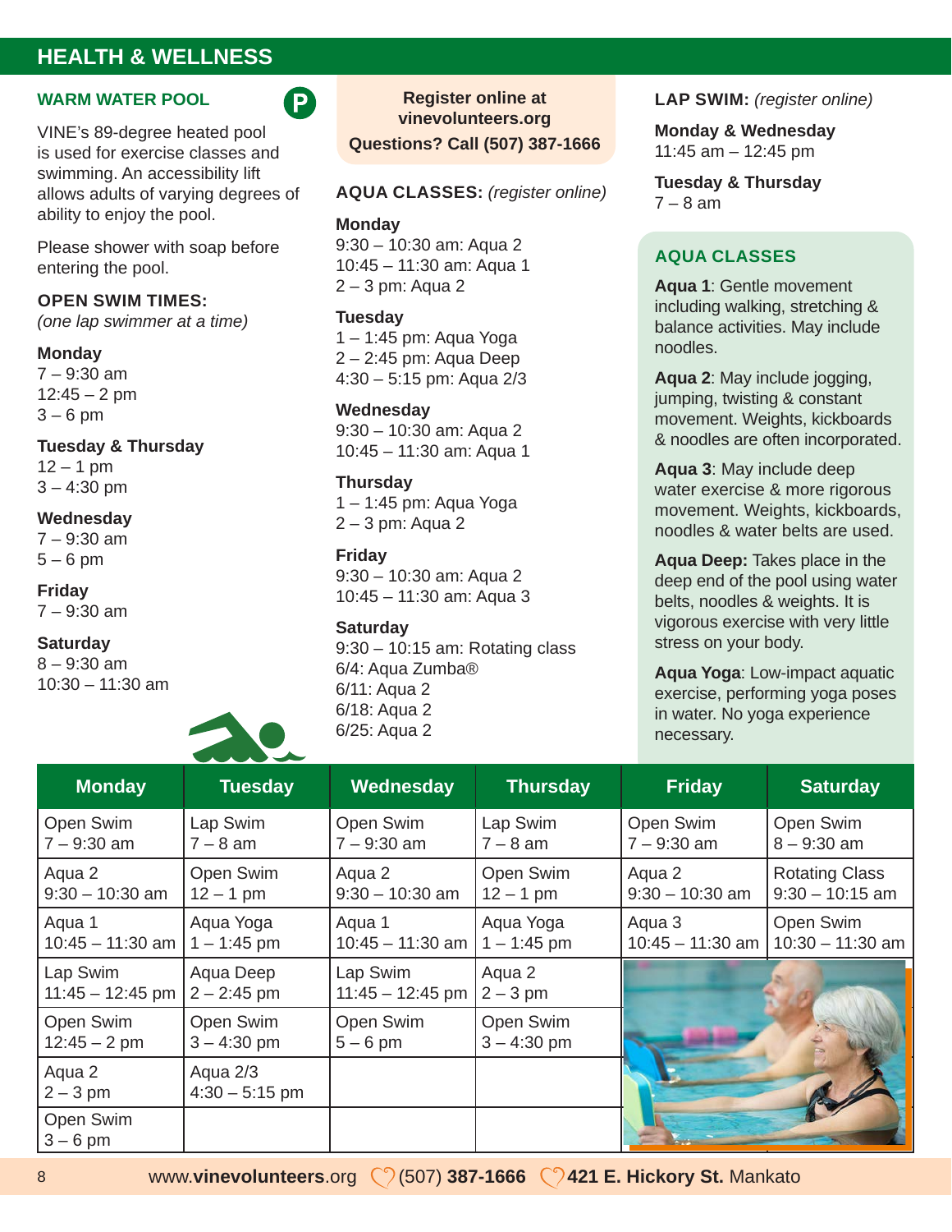# HEALTH & WELLNESS

## WARM WATER POOL

VINE's 89-degree heated pool is used for exercise classes and swimming. An accessibility lift allows adults of varying degrees of ability to enjoy the pool.

Please shower with soap before entering the pool.

**OPEN SWIM TIMES:**
*(one lap swimmer at a time)*

**Monday**
7 – 9:30 am
12:45 – 2 pm
3 – 6 pm

**Tuesday & Thursday**
12 – 1 pm
3 – 4:30 pm

**Wednesday**
7 – 9:30 am
5 – 6 pm

**Friday**
7 – 9:30 am

**Saturday**
8 – 9:30 am
10:30 – 11:30 am

**Register online at vinevolunteers.org**
**Questions? Call (507) 387-1666**

**AQUA CLASSES:** *(register online)*

**Monday**
9:30 – 10:30 am: Aqua 2
10:45 – 11:30 am: Aqua 1
2 – 3 pm: Aqua 2

**Tuesday**
1 – 1:45 pm: Aqua Yoga
2 – 2:45 pm: Aqua Deep
4:30 – 5:15 pm: Aqua 2/3

**Wednesday**
9:30 – 10:30 am: Aqua 2
10:45 – 11:30 am: Aqua 1

**Thursday**
1 – 1:45 pm: Aqua Yoga
2 – 3 pm: Aqua 2

**Friday**
9:30 – 10:30 am: Aqua 2
10:45 – 11:30 am: Aqua 3

**Saturday**
9:30 – 10:15 am: Rotating class
6/4: Aqua Zumba®
6/11: Aqua 2
6/18: Aqua 2
6/25: Aqua 2

**LAP SWIM:** *(register online)*

**Monday & Wednesday**
11:45 am – 12:45 pm

**Tuesday & Thursday**
7 – 8 am

### AQUA CLASSES

**Aqua 1**: Gentle movement including walking, stretching & balance activities. May include noodles.

**Aqua 2**: May include jogging, jumping, twisting & constant movement. Weights, kickboards & noodles are often incorporated.

**Aqua 3**: May include deep water exercise & more rigorous movement. Weights, kickboards, noodles & water belts are used.

**Aqua Deep:** Takes place in the deep end of the pool using water belts, noodles & weights. It is vigorous exercise with very little stress on your body.

**Aqua Yoga**: Low-impact aquatic exercise, performing yoga poses in water. No yoga experience necessary.

| Monday | Tuesday | Wednesday | Thursday | Friday | Saturday |
|---|---|---|---|---|---|
| Open Swim 7 – 9:30 am | Lap Swim 7 – 8 am | Open Swim 7 – 9:30 am | Lap Swim 7 – 8 am | Open Swim 7 – 9:30 am | Open Swim 8 – 9:30 am |
| Aqua 2 9:30 – 10:30 am | Open Swim 12 – 1 pm | Aqua 2 9:30 – 10:30 am | Open Swim 12 – 1 pm | Aqua 2 9:30 – 10:30 am | Rotating Class 9:30 – 10:15 am |
| Aqua 1 10:45 – 11:30 am | Aqua Yoga 1 – 1:45 pm | Aqua 1 10:45 – 11:30 am | Aqua Yoga 1 – 1:45 pm | Aqua 3 10:45 – 11:30 am | Open Swim 10:30 – 11:30 am |
| Lap Swim 11:45 – 12:45 pm | Aqua Deep 2 – 2:45 pm | Lap Swim 11:45 – 12:45 pm | Aqua 2 2 – 3 pm | | |
| Open Swim 12:45 – 2 pm | Open Swim 3 – 4:30 pm | Open Swim 5 – 6 pm | Open Swim 3 – 4:30 pm | | |
| Aqua 2 2 – 3 pm | Aqua 2/3 4:30 – 5:15 pm | | | | |
| Open Swim 3 – 6 pm | | | | | |

www.vinevolunteers.org (507) 387-1666 421 E. Hickory St. Mankato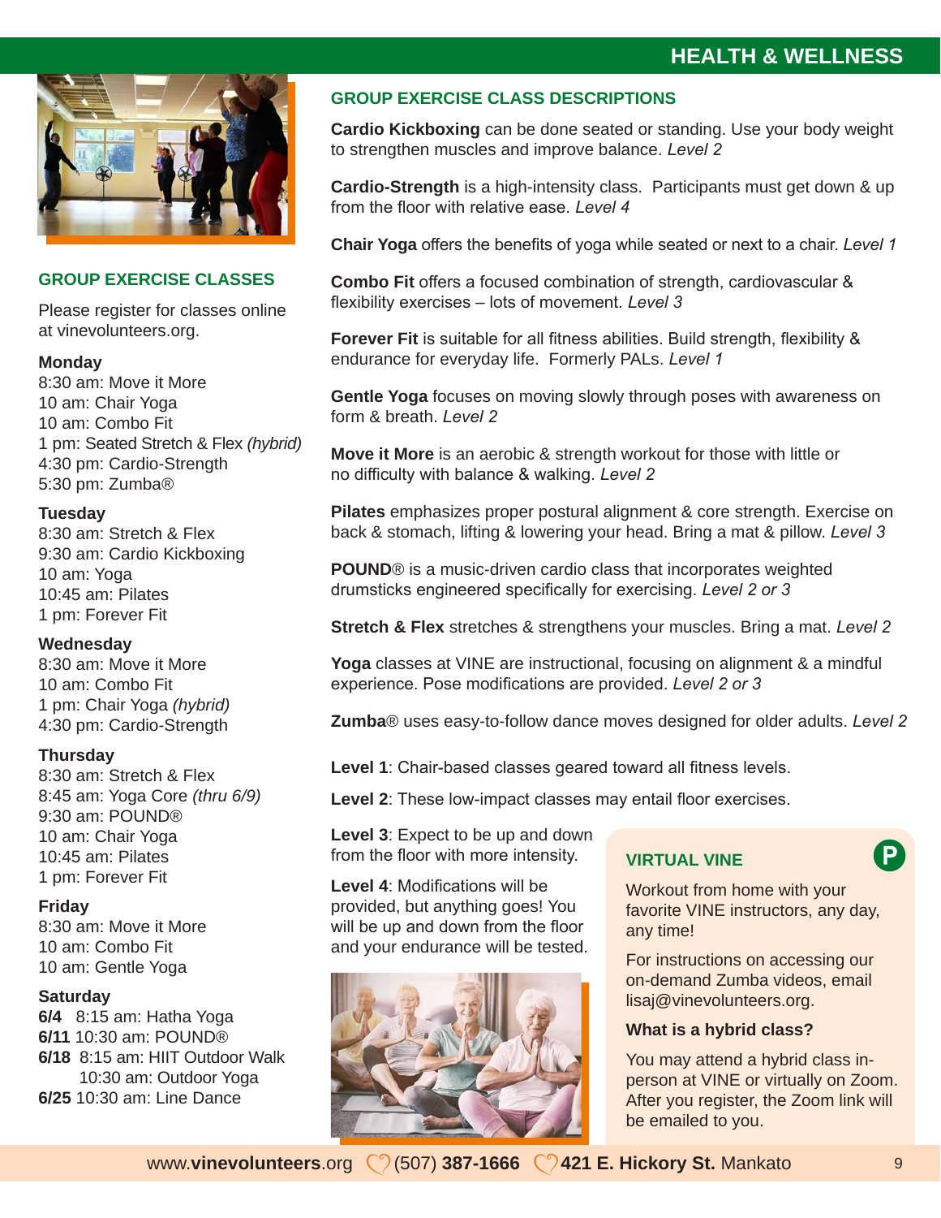## HEALTH & WELLNESS

### GROUP EXERCISE CLASSES

Please register for classes online at vinevolunteers.org.

**Monday**
8:30 am: Move it More
10 am: Chair Yoga
10 am: Combo Fit
1 pm: Seated Stretch & Flex *(hybrid)*
4:30 pm: Cardio-Strength
5:30 pm: Zumba®

**Tuesday**
8:30 am: Stretch & Flex
9:30 am: Cardio Kickboxing
10 am: Yoga
10:45 am: Pilates
1 pm: Forever Fit

**Wednesday**
8:30 am: Move it More
10 am: Combo Fit
1 pm: Chair Yoga *(hybrid)*
4:30 pm: Cardio-Strength

**Thursday**
8:30 am: Stretch & Flex
8:45 am: Yoga Core *(thru 6/9)*
9:30 am: POUND®
10 am: Chair Yoga
10:45 am: Pilates
1 pm: Forever Fit

**Friday**
8:30 am: Move it More
10 am: Combo Fit
10 am: Gentle Yoga

**Saturday**
**6/4** 8:15 am: Hatha Yoga
**6/11** 10:30 am: POUND®
**6/18** 8:15 am: HIIT Outdoor Walk
10:30 am: Outdoor Yoga
**6/25** 10:30 am: Line Dance

### GROUP EXERCISE CLASS DESCRIPTIONS

**Cardio Kickboxing** can be done seated or standing. Use your body weight to strengthen muscles and improve balance. *Level 2*

**Cardio-Strength** is a high-intensity class. Participants must get down & up from the floor with relative ease. *Level 4*

**Chair Yoga** offers the benefits of yoga while seated or next to a chair. *Level 1*

**Combo Fit** offers a focused combination of strength, cardiovascular & flexibility exercises – lots of movement. *Level 3*

**Forever Fit** is suitable for all fitness abilities. Build strength, flexibility & endurance for everyday life. Formerly PALs. *Level 1*

**Gentle Yoga** focuses on moving slowly through poses with awareness on form & breath. *Level 2*

**Move it More** is an aerobic & strength workout for those with little or no difficulty with balance & walking. *Level 2*

**Pilates** emphasizes proper postural alignment & core strength. Exercise on back & stomach, lifting & lowering your head. Bring a mat & pillow. *Level 3*

**POUND**® is a music-driven cardio class that incorporates weighted drumsticks engineered specifically for exercising. *Level 2 or 3*

**Stretch & Flex** stretches & strengthens your muscles. Bring a mat. *Level 2*

**Yoga** classes at VINE are instructional, focusing on alignment & a mindful experience. Pose modifications are provided. *Level 2 or 3*

**Zumba**® uses easy-to-follow dance moves designed for older adults. *Level 2*

**Level 1**: Chair-based classes geared toward all fitness levels.

**Level 2**: These low-impact classes may entail floor exercises.

**Level 3**: Expect to be up and down from the floor with more intensity.

**Level 4**: Modifications will be provided, but anything goes! You will be up and down from the floor and your endurance will be tested.

### VIRTUAL VINE

Workout from home with your favorite VINE instructors, any day, any time!

For instructions on accessing our on-demand Zumba videos, email lisaj@vinevolunteers.org.

**What is a hybrid class?**

You may attend a hybrid class in-person at VINE or virtually on Zoom. After you register, the Zoom link will be emailed to you.

www.**vinevolunteers**.org (507) **387-1666** **421 E. Hickory St.** Mankato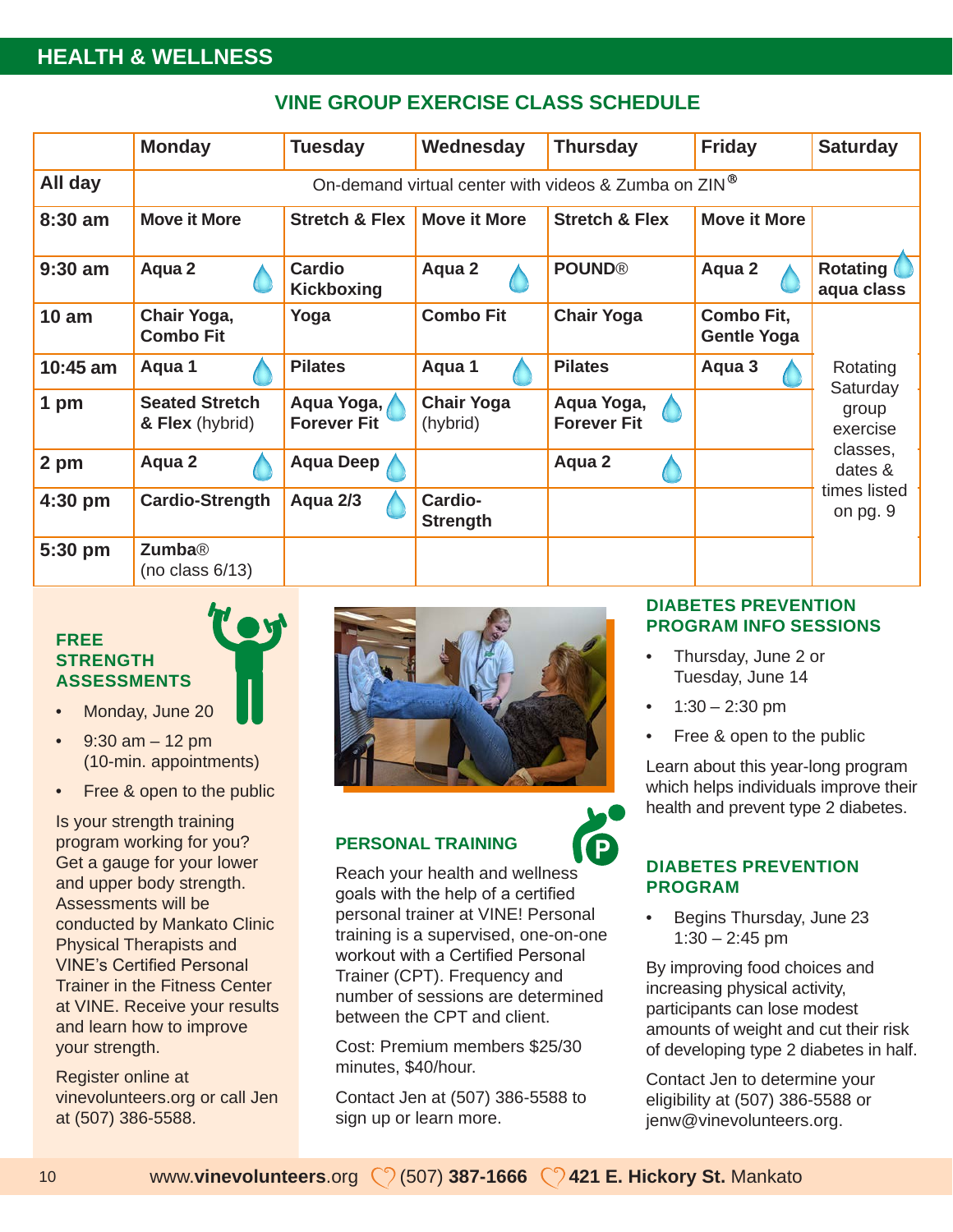## HEALTH & WELLNESS

### VINE GROUP EXERCISE CLASS SCHEDULE

| | Monday | Tuesday | Wednesday | Thursday | Friday | Saturday |
|---|---|---|---|---|---|---|
| **All day** | On-demand virtual center with videos & Zumba on ZIN® | | | | | |
| **8:30 am** | **Move it More** | **Stretch & Flex** | **Move it More** | **Stretch & Flex** | **Move it More** | |
| **9:30 am** | **Aqua 2** | **Cardio Kickboxing** | **Aqua 2** | **POUND®** | **Aqua 2** | **Rotating aqua class** |
| **10 am** | **Chair Yoga, Combo Fit** | **Yoga** | **Combo Fit** | **Chair Yoga** | **Combo Fit, Gentle Yoga** | Rotating Saturday group exercise classes, dates & times listed on pg. 9 |
| **10:45 am** | **Aqua 1** | **Pilates** | **Aqua 1** | **Pilates** | **Aqua 3** | |
| **1 pm** | **Seated Stretch & Flex** (hybrid) | **Aqua Yoga, Forever Fit** | **Chair Yoga** (hybrid) | **Aqua Yoga, Forever Fit** | | |
| **2 pm** | **Aqua 2** | **Aqua Deep** | | **Aqua 2** | | |
| **4:30 pm** | **Cardio-Strength** | **Aqua 2/3** | **Cardio-Strength** | | | |
| **5:30 pm** | **Zumba®** (no class 6/13) | | | | | |

### FREE STRENGTH ASSESSMENTS

- Monday, June 20
- 9:30 am – 12 pm (10-min. appointments)
- Free & open to the public

Is your strength training program working for you? Get a gauge for your lower and upper body strength. Assessments will be conducted by Mankato Clinic Physical Therapists and VINE's Certified Personal Trainer in the Fitness Center at VINE. Receive your results and learn how to improve your strength.

Register online at vinevolunteers.org or call Jen at (507) 386-5588.

### PERSONAL TRAINING

Reach your health and wellness goals with the help of a certified personal trainer at VINE! Personal training is a supervised, one-on-one workout with a Certified Personal Trainer (CPT). Frequency and number of sessions are determined between the CPT and client.

Cost: Premium members $25/30 minutes, $40/hour.

Contact Jen at (507) 386-5588 to sign up or learn more.

### DIABETES PREVENTION PROGRAM INFO SESSIONS

- Thursday, June 2 or Tuesday, June 14
- 1:30 – 2:30 pm
- Free & open to the public

Learn about this year-long program which helps individuals improve their health and prevent type 2 diabetes.

### DIABETES PREVENTION PROGRAM

- Begins Thursday, June 23 1:30 – 2:45 pm

By improving food choices and increasing physical activity, participants can lose modest amounts of weight and cut their risk of developing type 2 diabetes in half.

Contact Jen to determine your eligibility at (507) 386-5588 or jenw@vinevolunteers.org.

www.**vinevolunteers**.org (507) **387-1666** **421 E. Hickory St.** Mankato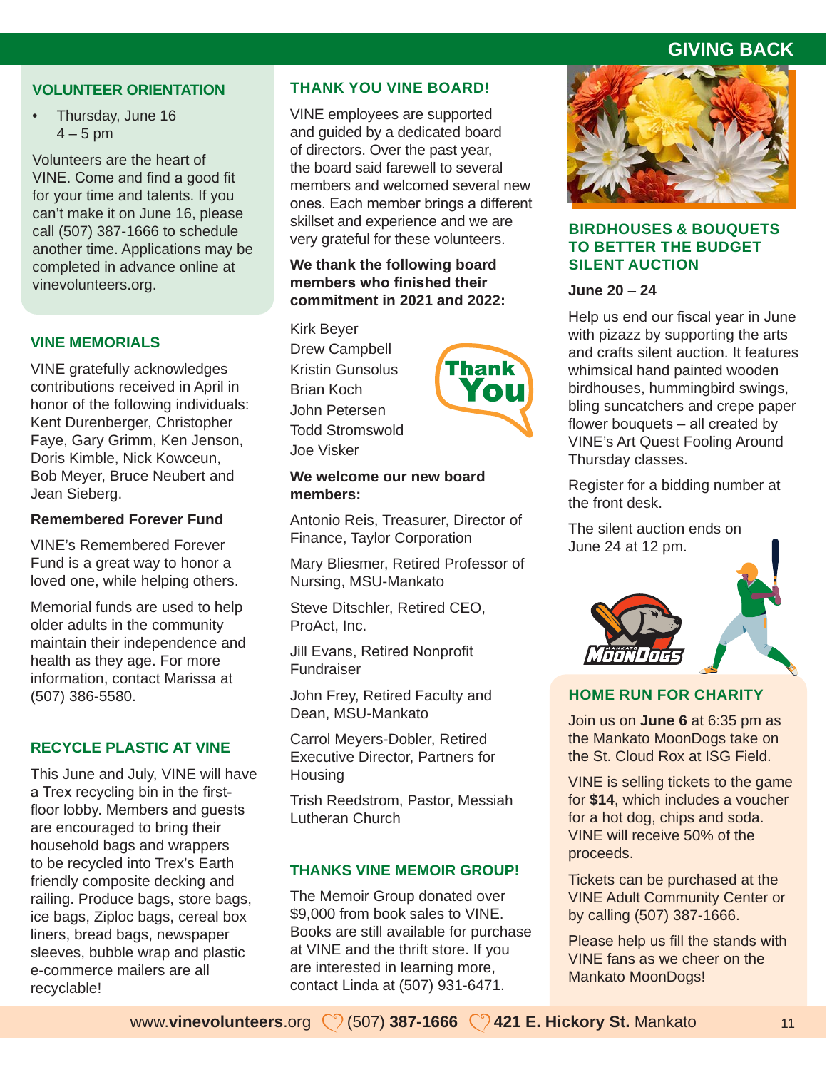## VOLUNTEER ORIENTATION

- Thursday, June 16
  4 – 5 pm

Volunteers are the heart of VINE. Come and find a good fit for your time and talents. If you can't make it on June 16, please call (507) 387-1666 to schedule another time. Applications may be completed in advance online at vinevolunteers.org.

## VINE MEMORIALS

VINE gratefully acknowledges contributions received in April in honor of the following individuals: Kent Durenberger, Christopher Faye, Gary Grimm, Ken Jenson, Doris Kimble, Nick Kowceun, Bob Meyer, Bruce Neubert and Jean Sieberg.

**Remembered Forever Fund**

VINE's Remembered Forever Fund is a great way to honor a loved one, while helping others.

Memorial funds are used to help older adults in the community maintain their independence and health as they age. For more information, contact Marissa at (507) 386-5580.

## RECYCLE PLASTIC AT VINE

This June and July, VINE will have a Trex recycling bin in the first-floor lobby. Members and guests are encouraged to bring their household bags and wrappers to be recycled into Trex's Earth friendly composite decking and railing. Produce bags, store bags, ice bags, Ziploc bags, cereal box liners, bread bags, newspaper sleeves, bubble wrap and plastic e-commerce mailers are all recyclable!

## THANK YOU VINE BOARD!

VINE employees are supported and guided by a dedicated board of directors. Over the past year, the board said farewell to several members and welcomed several new ones. Each member brings a different skillset and experience and we are very grateful for these volunteers.

**We thank the following board members who finished their commitment in 2021 and 2022:**

Kirk Beyer
Drew Campbell
Kristin Gunsolus
Brian Koch
John Petersen
Todd Stromswold
Joe Visker

Thank You

**We welcome our new board members:**

Antonio Reis, Treasurer, Director of Finance, Taylor Corporation

Mary Bliesmer, Retired Professor of Nursing, MSU-Mankato

Steve Ditschler, Retired CEO, ProAct, Inc.

Jill Evans, Retired Nonprofit Fundraiser

John Frey, Retired Faculty and Dean, MSU-Mankato

Carrol Meyers-Dobler, Retired Executive Director, Partners for Housing

Trish Reedstrom, Pastor, Messiah Lutheran Church

## THANKS VINE MEMOIR GROUP!

The Memoir Group donated over $9,000 from book sales to VINE. Books are still available for purchase at VINE and the thrift store. If you are interested in learning more, contact Linda at (507) 931-6471.

## BIRDHOUSES & BOUQUETS TO BETTER THE BUDGET SILENT AUCTION

**June 20 – 24**

Help us end our fiscal year in June with pizzazz by supporting the arts and crafts silent auction. It features whimsical hand painted wooden birdhouses, hummingbird swings, bling suncatchers and crepe paper flower bouquets – all created by VINE's Art Quest Fooling Around Thursday classes.

Register for a bidding number at the front desk.

The silent auction ends on June 24 at 12 pm.

## HOME RUN FOR CHARITY

Join us on **June 6** at 6:35 pm as the Mankato MoonDogs take on the St. Cloud Rox at ISG Field.

VINE is selling tickets to the game for **$14**, which includes a voucher for a hot dog, chips and soda. VINE will receive 50% of the proceeds.

Tickets can be purchased at the VINE Adult Community Center or by calling (507) 387-1666.

Please help us fill the stands with VINE fans as we cheer on the Mankato MoonDogs!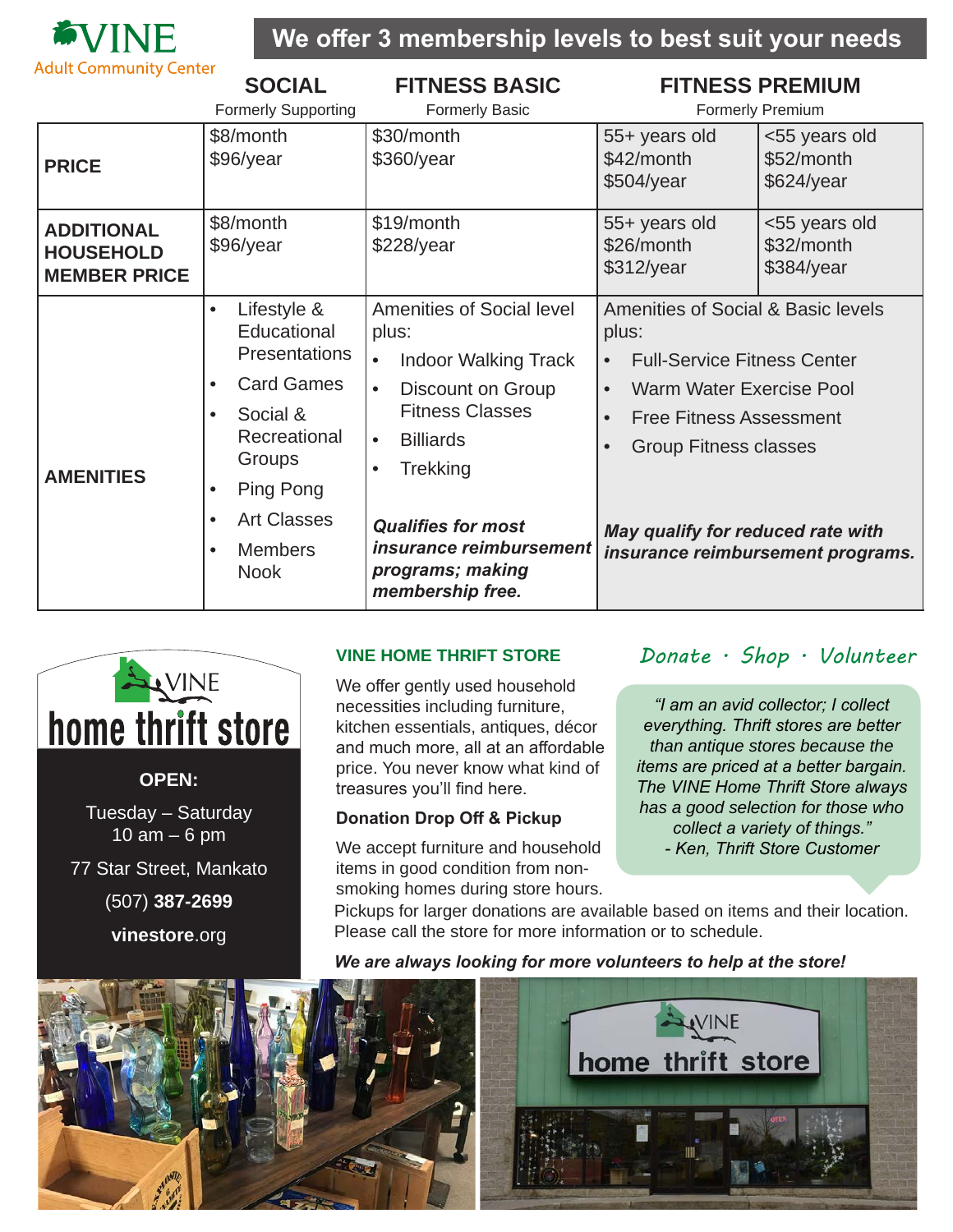VINE Adult Community Center

## We offer 3 membership levels to best suit your needs

| | SOCIAL (Formerly Supporting) | FITNESS BASIC (Formerly Basic) | FITNESS PREMIUM (Formerly Premium) | |
|---|---|---|---|---|
| **PRICE** | $8/month<br>$96/year | $30/month<br>$360/year | 55+ years old<br>$42/month<br>$504/year | <55 years old<br>$52/month<br>$624/year |
| **ADDITIONAL HOUSEHOLD MEMBER PRICE** | $8/month<br>$96/year | $19/month<br>$228/year | 55+ years old<br>$26/month<br>$312/year | <55 years old<br>$32/month<br>$384/year |
| **AMENITIES** | • Lifestyle & Educational Presentations<br>• Card Games<br>• Social & Recreational Groups<br>• Ping Pong<br>• Art Classes<br>• Members Nook | Amenities of Social level plus:<br>• Indoor Walking Track<br>• Discount on Group Fitness Classes<br>• Billiards<br>• Trekking<br>***Qualifies for most insurance reimbursement programs; making membership free.*** | Amenities of Social & Basic levels plus:<br>• Full-Service Fitness Center<br>• Warm Water Exercise Pool<br>• Free Fitness Assessment<br>• Group Fitness classes<br>***May qualify for reduced rate with insurance reimbursement programs.*** | |

VINE home thrift store

**OPEN:**

Tuesday – Saturday
10 am – 6 pm

77 Star Street, Mankato

(507) **387-2699**

**vinestore**.org

### VINE HOME THRIFT STORE

We offer gently used household necessities including furniture, kitchen essentials, antiques, décor and much more, all at an affordable price. You never know what kind of treasures you'll find here.

**Donation Drop Off & Pickup**

We accept furniture and household items in good condition from non-smoking homes during store hours. Pickups for larger donations are available based on items and their location. Please call the store for more information or to schedule.

***We are always looking for more volunteers to help at the store!***

*Donate · Shop · Volunteer*

*"I am an avid collector; I collect everything. Thrift stores are better than antique stores because the items are priced at a better bargain. The VINE Home Thrift Store always has a good selection for those who collect a variety of things."*
*- Ken, Thrift Store Customer*